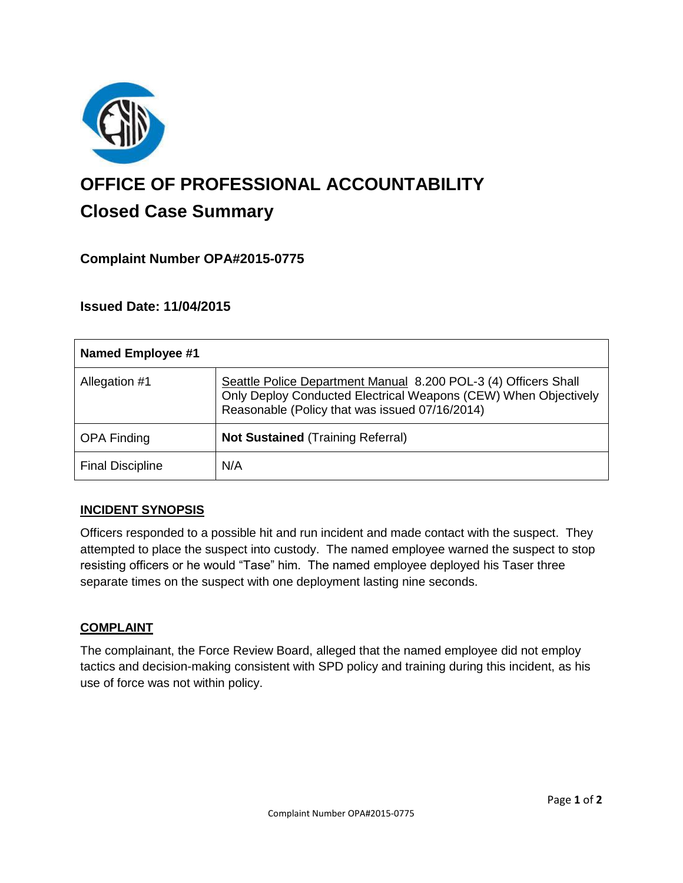# OFFICE OF PROFESSIONAL ACCOUNTABILITY

## Closed Case Summary

### Complaint Number OPA#2015-0775

### Issued Date: 11/04/2015

| Named Employee #1 | |
|---|---|
| Allegation #1 | Seattle Police Department Manual 8.200 POL-3 (4) Officers Shall Only Deploy Conducted Electrical Weapons (CEW) When Objectively Reasonable (Policy that was issued 07/16/2014) |
| OPA Finding | **Not Sustained** (Training Referral) |
| Final Discipline | N/A |

**INCIDENT SYNOPSIS**

Officers responded to a possible hit and run incident and made contact with the suspect. They attempted to place the suspect into custody. The named employee warned the suspect to stop resisting officers or he would "Tase" him. The named employee deployed his Taser three separate times on the suspect with one deployment lasting nine seconds.

**COMPLAINT**

The complainant, the Force Review Board, alleged that the named employee did not employ tactics and decision-making consistent with SPD policy and training during this incident, as his use of force was not within policy.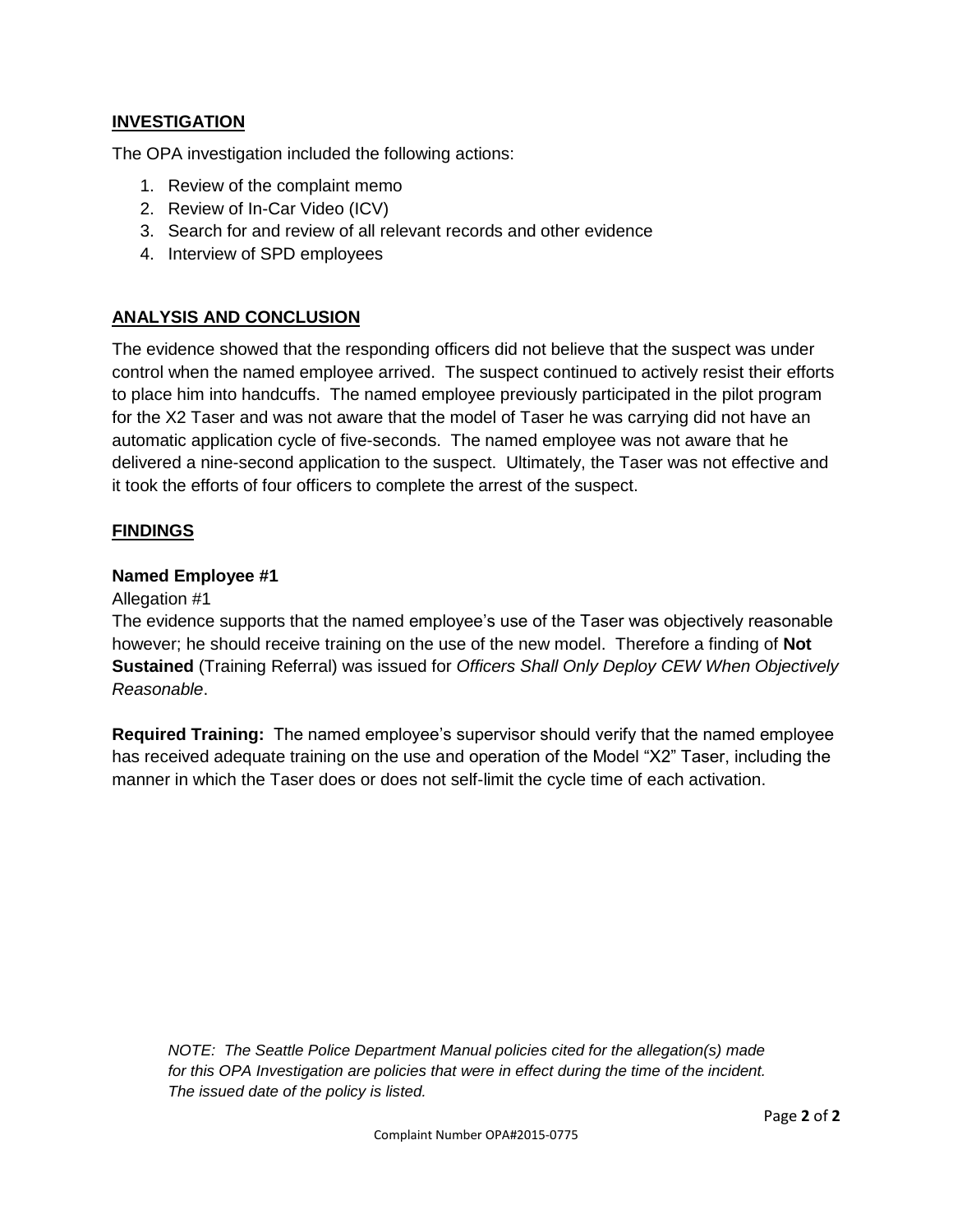## INVESTIGATION

The OPA investigation included the following actions:

1. Review of the complaint memo
2. Review of In-Car Video (ICV)
3. Search for and review of all relevant records and other evidence
4. Interview of SPD employees

## ANALYSIS AND CONCLUSION

The evidence showed that the responding officers did not believe that the suspect was under control when the named employee arrived. The suspect continued to actively resist their efforts to place him into handcuffs. The named employee previously participated in the pilot program for the X2 Taser and was not aware that the model of Taser he was carrying did not have an automatic application cycle of five-seconds. The named employee was not aware that he delivered a nine-second application to the suspect. Ultimately, the Taser was not effective and it took the efforts of four officers to complete the arrest of the suspect.

## FINDINGS

**Named Employee #1**

Allegation #1

The evidence supports that the named employee's use of the Taser was objectively reasonable however; he should receive training on the use of the new model. Therefore a finding of **Not Sustained** (Training Referral) was issued for *Officers Shall Only Deploy CEW When Objectively Reasonable*.

**Required Training:** The named employee's supervisor should verify that the named employee has received adequate training on the use and operation of the Model "X2" Taser, including the manner in which the Taser does or does not self-limit the cycle time of each activation.

*NOTE: The Seattle Police Department Manual policies cited for the allegation(s) made for this OPA Investigation are policies that were in effect during the time of the incident. The issued date of the policy is listed.*

Complaint Number OPA#2015-0775